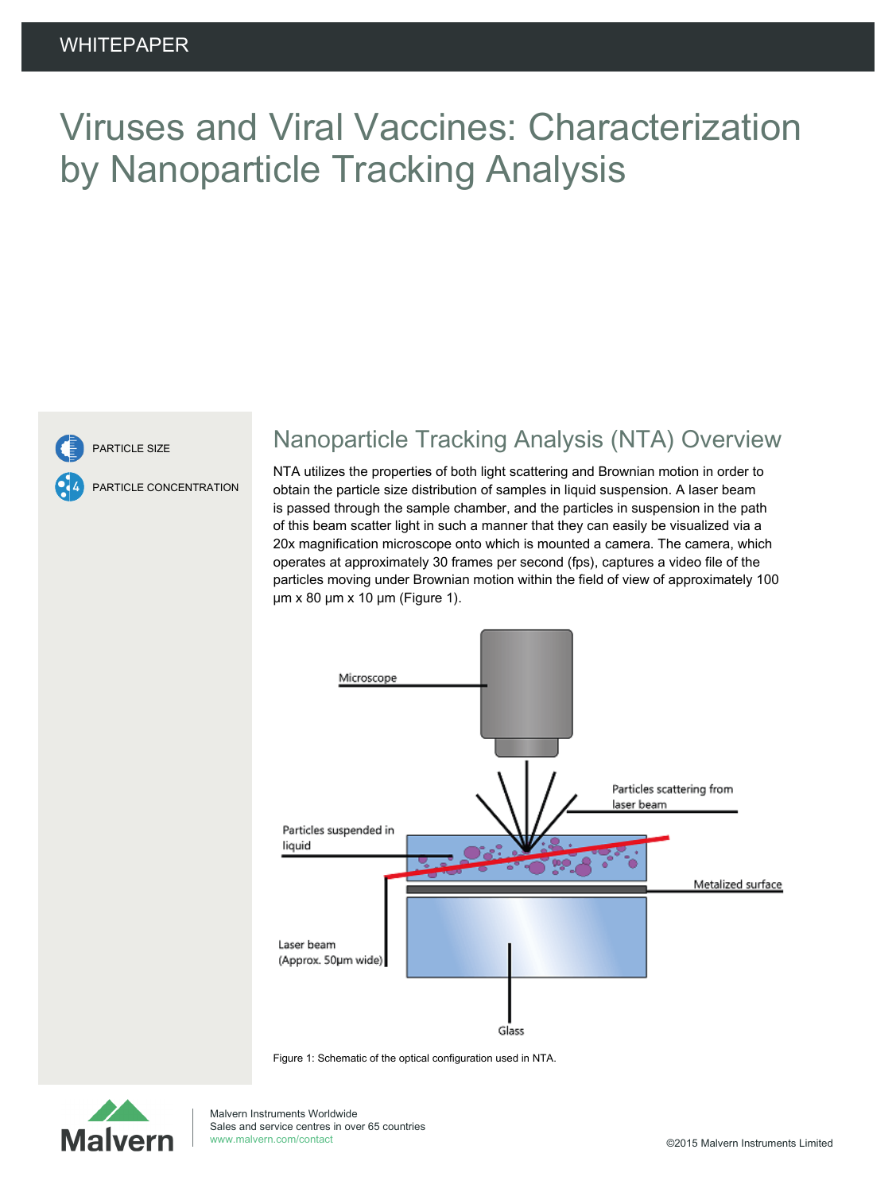WHITEPAPER

# Viruses and Viral Vaccines: Characterization by Nanoparticle Tracking Analysis

PARTICLE SIZE

PARTICLE CONCENTRATION

## Nanoparticle Tracking Analysis (NTA) Overview

NTA utilizes the properties of both light scattering and Brownian motion in order to obtain the particle size distribution of samples in liquid suspension. A laser beam is passed through the sample chamber, and the particles in suspension in the path of this beam scatter light in such a manner that they can easily be visualized via a 20x magnification microscope onto which is mounted a camera. The camera, which operates at approximately 30 frames per second (fps), captures a video file of the particles moving under Brownian motion within the field of view of approximately 100 µm x 80 µm x 10 µm (Figure 1).

Microscope

Particles scattering from laser beam

Particles suspended in liquid

Metalized surface

Laser beam (Approx. 50µm wide)

Glass

Figure 1: Schematic of the optical configuration used in NTA.

Malvern Instruments Worldwide
Sales and service centres in over 65 countries
www.malvern.com/contact

©2015 Malvern Instruments Limited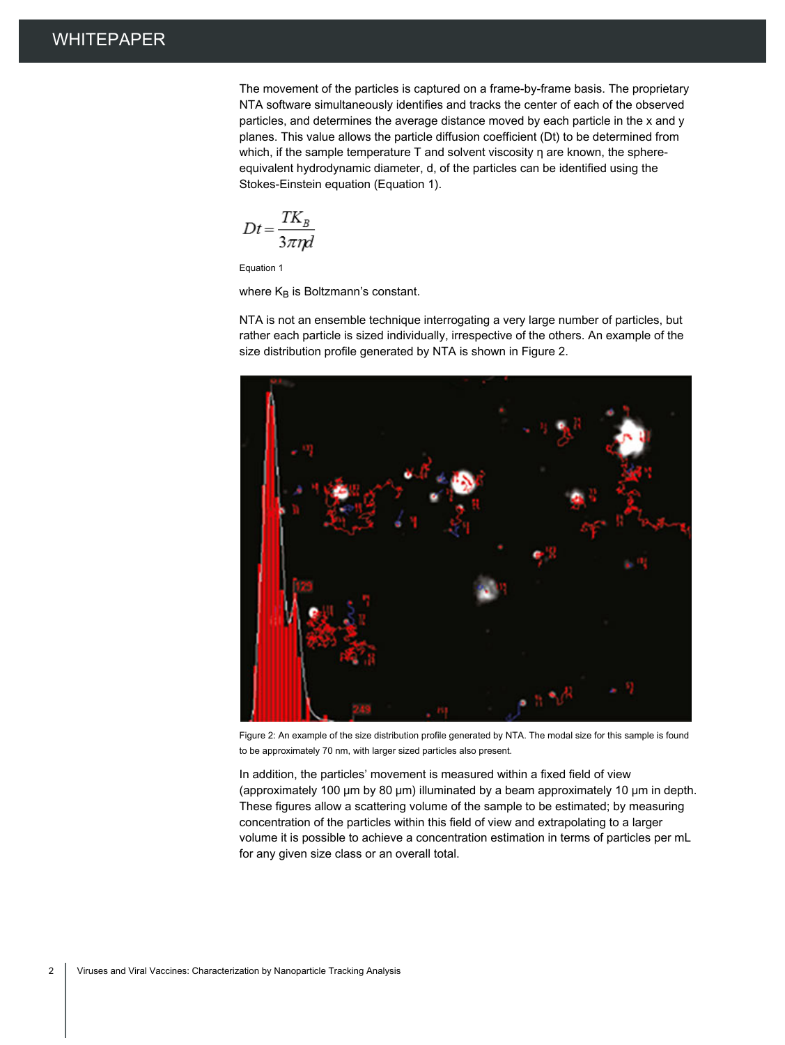The movement of the particles is captured on a frame-by-frame basis. The proprietary NTA software simultaneously identifies and tracks the center of each of the observed particles, and determines the average distance moved by each particle in the x and y planes. This value allows the particle diffusion coefficient (Dt) to be determined from which, if the sample temperature T and solvent viscosity η are known, the sphere-equivalent hydrodynamic diameter, d, of the particles can be identified using the Stokes-Einstein equation (Equation 1).

$$Dt = \frac{TK_B}{3\pi\eta d}$$

Equation 1

where $K_B$ is Boltzmann's constant.

NTA is not an ensemble technique interrogating a very large number of particles, but rather each particle is sized individually, irrespective of the others. An example of the size distribution profile generated by NTA is shown in Figure 2.

129

249

Figure 2: An example of the size distribution profile generated by NTA. The modal size for this sample is found to be approximately 70 nm, with larger sized particles also present.

In addition, the particles' movement is measured within a fixed field of view (approximately 100 µm by 80 µm) illuminated by a beam approximately 10 µm in depth. These figures allow a scattering volume of the sample to be estimated; by measuring concentration of the particles within this field of view and extrapolating to a larger volume it is possible to achieve a concentration estimation in terms of particles per mL for any given size class or an overall total.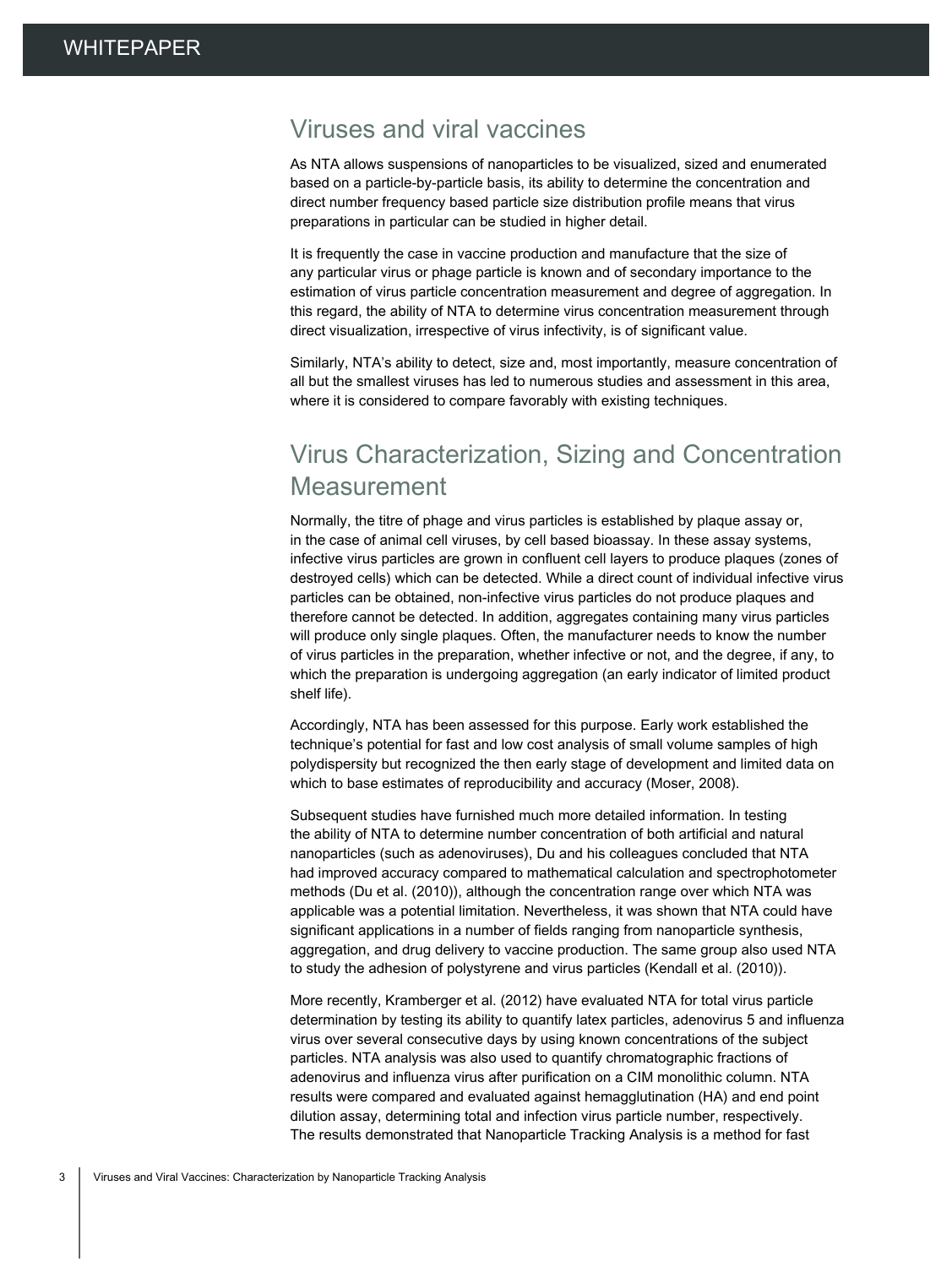## Viruses and viral vaccines

As NTA allows suspensions of nanoparticles to be visualized, sized and enumerated based on a particle-by-particle basis, its ability to determine the concentration and direct number frequency based particle size distribution profile means that virus preparations in particular can be studied in higher detail.

It is frequently the case in vaccine production and manufacture that the size of any particular virus or phage particle is known and of secondary importance to the estimation of virus particle concentration measurement and degree of aggregation. In this regard, the ability of NTA to determine virus concentration measurement through direct visualization, irrespective of virus infectivity, is of significant value.

Similarly, NTA's ability to detect, size and, most importantly, measure concentration of all but the smallest viruses has led to numerous studies and assessment in this area, where it is considered to compare favorably with existing techniques.

## Virus Characterization, Sizing and Concentration Measurement

Normally, the titre of phage and virus particles is established by plaque assay or, in the case of animal cell viruses, by cell based bioassay. In these assay systems, infective virus particles are grown in confluent cell layers to produce plaques (zones of destroyed cells) which can be detected. While a direct count of individual infective virus particles can be obtained, non-infective virus particles do not produce plaques and therefore cannot be detected. In addition, aggregates containing many virus particles will produce only single plaques. Often, the manufacturer needs to know the number of virus particles in the preparation, whether infective or not, and the degree, if any, to which the preparation is undergoing aggregation (an early indicator of limited product shelf life).

Accordingly, NTA has been assessed for this purpose. Early work established the technique's potential for fast and low cost analysis of small volume samples of high polydispersity but recognized the then early stage of development and limited data on which to base estimates of reproducibility and accuracy (Moser, 2008).

Subsequent studies have furnished much more detailed information. In testing the ability of NTA to determine number concentration of both artificial and natural nanoparticles (such as adenoviruses), Du and his colleagues concluded that NTA had improved accuracy compared to mathematical calculation and spectrophotometer methods (Du et al. (2010)), although the concentration range over which NTA was applicable was a potential limitation. Nevertheless, it was shown that NTA could have significant applications in a number of fields ranging from nanoparticle synthesis, aggregation, and drug delivery to vaccine production. The same group also used NTA to study the adhesion of polystyrene and virus particles (Kendall et al. (2010)).

More recently, Kramberger et al. (2012) have evaluated NTA for total virus particle determination by testing its ability to quantify latex particles, adenovirus 5 and influenza virus over several consecutive days by using known concentrations of the subject particles. NTA analysis was also used to quantify chromatographic fractions of adenovirus and influenza virus after purification on a CIM monolithic column. NTA results were compared and evaluated against hemagglutination (HA) and end point dilution assay, determining total and infection virus particle number, respectively. The results demonstrated that Nanoparticle Tracking Analysis is a method for fast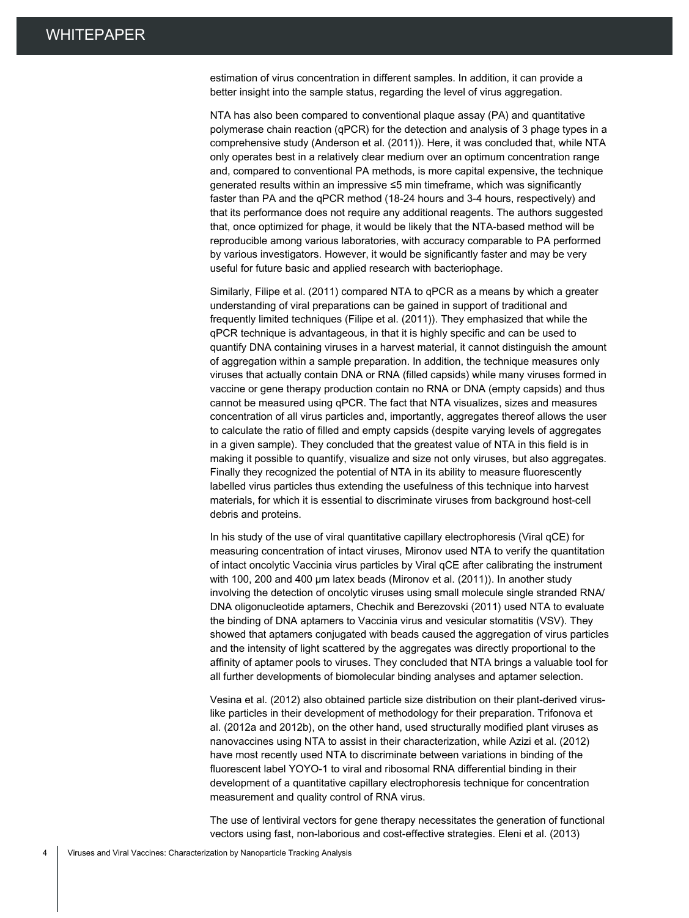estimation of virus concentration in different samples. In addition, it can provide a better insight into the sample status, regarding the level of virus aggregation.

NTA has also been compared to conventional plaque assay (PA) and quantitative polymerase chain reaction (qPCR) for the detection and analysis of 3 phage types in a comprehensive study (Anderson et al. (2011)). Here, it was concluded that, while NTA only operates best in a relatively clear medium over an optimum concentration range and, compared to conventional PA methods, is more capital expensive, the technique generated results within an impressive ≤5 min timeframe, which was significantly faster than PA and the qPCR method (18-24 hours and 3-4 hours, respectively) and that its performance does not require any additional reagents. The authors suggested that, once optimized for phage, it would be likely that the NTA-based method will be reproducible among various laboratories, with accuracy comparable to PA performed by various investigators. However, it would be significantly faster and may be very useful for future basic and applied research with bacteriophage.

Similarly, Filipe et al. (2011) compared NTA to qPCR as a means by which a greater understanding of viral preparations can be gained in support of traditional and frequently limited techniques (Filipe et al. (2011)). They emphasized that while the qPCR technique is advantageous, in that it is highly specific and can be used to quantify DNA containing viruses in a harvest material, it cannot distinguish the amount of aggregation within a sample preparation. In addition, the technique measures only viruses that actually contain DNA or RNA (filled capsids) while many viruses formed in vaccine or gene therapy production contain no RNA or DNA (empty capsids) and thus cannot be measured using qPCR. The fact that NTA visualizes, sizes and measures concentration of all virus particles and, importantly, aggregates thereof allows the user to calculate the ratio of filled and empty capsids (despite varying levels of aggregates in a given sample). They concluded that the greatest value of NTA in this field is in making it possible to quantify, visualize and size not only viruses, but also aggregates. Finally they recognized the potential of NTA in its ability to measure fluorescently labelled virus particles thus extending the usefulness of this technique into harvest materials, for which it is essential to discriminate viruses from background host-cell debris and proteins.

In his study of the use of viral quantitative capillary electrophoresis (Viral qCE) for measuring concentration of intact viruses, Mironov used NTA to verify the quantitation of intact oncolytic Vaccinia virus particles by Viral qCE after calibrating the instrument with 100, 200 and 400 μm latex beads (Mironov et al. (2011)). In another study involving the detection of oncolytic viruses using small molecule single stranded RNA/DNA oligonucleotide aptamers, Chechik and Berezovski (2011) used NTA to evaluate the binding of DNA aptamers to Vaccinia virus and vesicular stomatitis (VSV). They showed that aptamers conjugated with beads caused the aggregation of virus particles and the intensity of light scattered by the aggregates was directly proportional to the affinity of aptamer pools to viruses. They concluded that NTA brings a valuable tool for all further developments of biomolecular binding analyses and aptamer selection.

Vesina et al. (2012) also obtained particle size distribution on their plant-derived virus-like particles in their development of methodology for their preparation. Trifonova et al. (2012a and 2012b), on the other hand, used structurally modified plant viruses as nanovaccines using NTA to assist in their characterization, while Azizi et al. (2012) have most recently used NTA to discriminate between variations in binding of the fluorescent label YOYO-1 to viral and ribosomal RNA differential binding in their development of a quantitative capillary electrophoresis technique for concentration measurement and quality control of RNA virus.

The use of lentiviral vectors for gene therapy necessitates the generation of functional vectors using fast, non-laborious and cost-effective strategies. Eleni et al. (2013)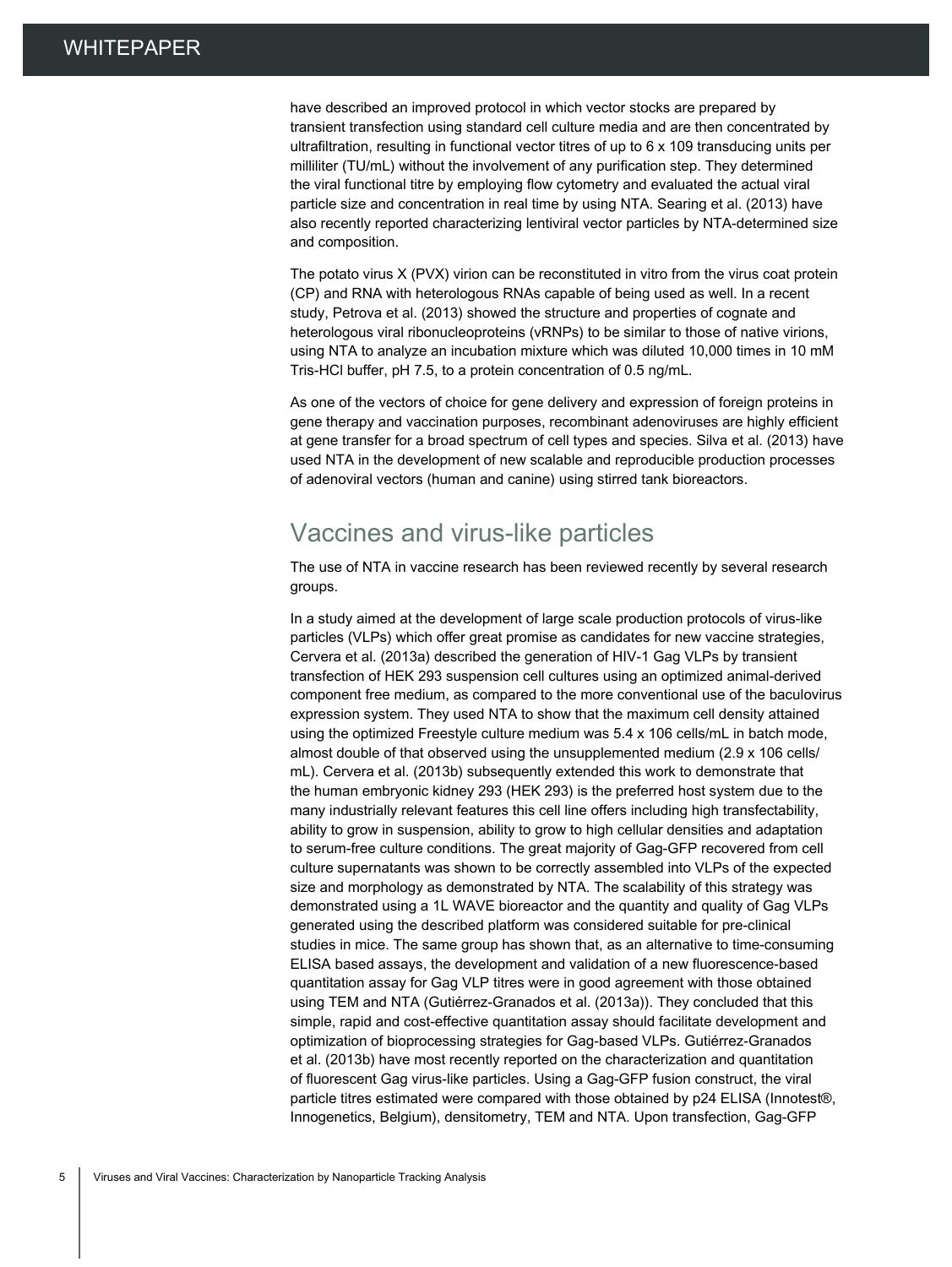have described an improved protocol in which vector stocks are prepared by transient transfection using standard cell culture media and are then concentrated by ultrafiltration, resulting in functional vector titres of up to 6 x 109 transducing units per milliliter (TU/mL) without the involvement of any purification step. They determined the viral functional titre by employing flow cytometry and evaluated the actual viral particle size and concentration in real time by using NTA. Searing et al. (2013) have also recently reported characterizing lentiviral vector particles by NTA-determined size and composition.

The potato virus X (PVX) virion can be reconstituted in vitro from the virus coat protein (CP) and RNA with heterologous RNAs capable of being used as well. In a recent study, Petrova et al. (2013) showed the structure and properties of cognate and heterologous viral ribonucleoproteins (vRNPs) to be similar to those of native virions, using NTA to analyze an incubation mixture which was diluted 10,000 times in 10 mM Tris-HCl buffer, pH 7.5, to a protein concentration of 0.5 ng/mL.

As one of the vectors of choice for gene delivery and expression of foreign proteins in gene therapy and vaccination purposes, recombinant adenoviruses are highly efficient at gene transfer for a broad spectrum of cell types and species. Silva et al. (2013) have used NTA in the development of new scalable and reproducible production processes of adenoviral vectors (human and canine) using stirred tank bioreactors.

## Vaccines and virus-like particles

The use of NTA in vaccine research has been reviewed recently by several research groups.

In a study aimed at the development of large scale production protocols of virus-like particles (VLPs) which offer great promise as candidates for new vaccine strategies, Cervera et al. (2013a) described the generation of HIV-1 Gag VLPs by transient transfection of HEK 293 suspension cell cultures using an optimized animal-derived component free medium, as compared to the more conventional use of the baculovirus expression system. They used NTA to show that the maximum cell density attained using the optimized Freestyle culture medium was 5.4 x 106 cells/mL in batch mode, almost double of that observed using the unsupplemented medium (2.9 x 106 cells/mL). Cervera et al. (2013b) subsequently extended this work to demonstrate that the human embryonic kidney 293 (HEK 293) is the preferred host system due to the many industrially relevant features this cell line offers including high transfectability, ability to grow in suspension, ability to grow to high cellular densities and adaptation to serum-free culture conditions. The great majority of Gag-GFP recovered from cell culture supernatants was shown to be correctly assembled into VLPs of the expected size and morphology as demonstrated by NTA. The scalability of this strategy was demonstrated using a 1L WAVE bioreactor and the quantity and quality of Gag VLPs generated using the described platform was considered suitable for pre-clinical studies in mice. The same group has shown that, as an alternative to time-consuming ELISA based assays, the development and validation of a new fluorescence-based quantitation assay for Gag VLP titres were in good agreement with those obtained using TEM and NTA (Gutiérrez-Granados et al. (2013a)). They concluded that this simple, rapid and cost-effective quantitation assay should facilitate development and optimization of bioprocessing strategies for Gag-based VLPs. Gutiérrez-Granados et al. (2013b) have most recently reported on the characterization and quantitation of fluorescent Gag virus-like particles. Using a Gag-GFP fusion construct, the viral particle titres estimated were compared with those obtained by p24 ELISA (Innotest®, Innogenetics, Belgium), densitometry, TEM and NTA. Upon transfection, Gag-GFP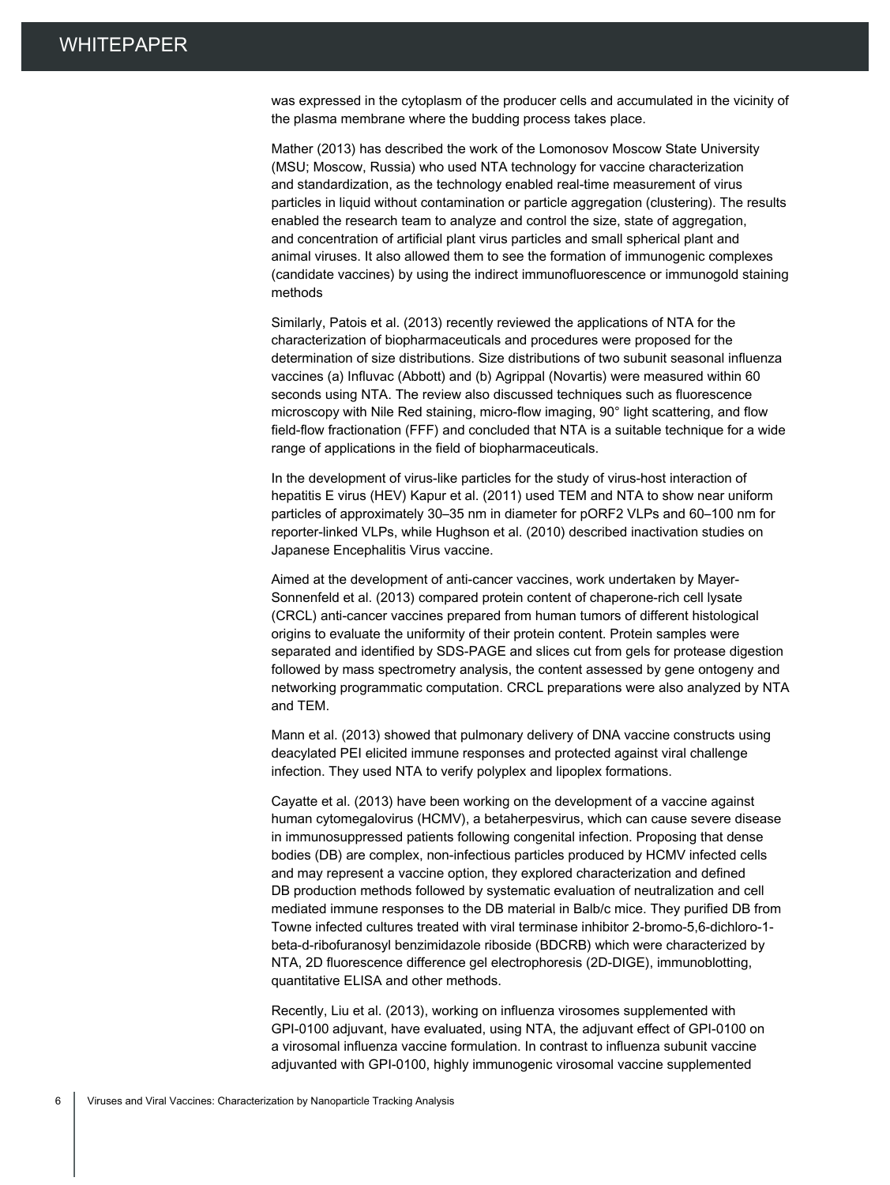was expressed in the cytoplasm of the producer cells and accumulated in the vicinity of the plasma membrane where the budding process takes place.

Mather (2013) has described the work of the Lomonosov Moscow State University (MSU; Moscow, Russia) who used NTA technology for vaccine characterization and standardization, as the technology enabled real-time measurement of virus particles in liquid without contamination or particle aggregation (clustering). The results enabled the research team to analyze and control the size, state of aggregation, and concentration of artificial plant virus particles and small spherical plant and animal viruses. It also allowed them to see the formation of immunogenic complexes (candidate vaccines) by using the indirect immunofluorescence or immunogold staining methods

Similarly, Patois et al. (2013) recently reviewed the applications of NTA for the characterization of biopharmaceuticals and procedures were proposed for the determination of size distributions. Size distributions of two subunit seasonal influenza vaccines (a) Influvac (Abbott) and (b) Agrippal (Novartis) were measured within 60 seconds using NTA. The review also discussed techniques such as fluorescence microscopy with Nile Red staining, micro-flow imaging, 90° light scattering, and flow field-flow fractionation (FFF) and concluded that NTA is a suitable technique for a wide range of applications in the field of biopharmaceuticals.

In the development of virus-like particles for the study of virus-host interaction of hepatitis E virus (HEV) Kapur et al. (2011) used TEM and NTA to show near uniform particles of approximately 30–35 nm in diameter for pORF2 VLPs and 60–100 nm for reporter-linked VLPs, while Hughson et al. (2010) described inactivation studies on Japanese Encephalitis Virus vaccine.

Aimed at the development of anti-cancer vaccines, work undertaken by Mayer-Sonnenfeld et al. (2013) compared protein content of chaperone-rich cell lysate (CRCL) anti-cancer vaccines prepared from human tumors of different histological origins to evaluate the uniformity of their protein content. Protein samples were separated and identified by SDS-PAGE and slices cut from gels for protease digestion followed by mass spectrometry analysis, the content assessed by gene ontogeny and networking programmatic computation. CRCL preparations were also analyzed by NTA and TEM.

Mann et al. (2013) showed that pulmonary delivery of DNA vaccine constructs using deacylated PEI elicited immune responses and protected against viral challenge infection. They used NTA to verify polyplex and lipoplex formations.

Cayatte et al. (2013) have been working on the development of a vaccine against human cytomegalovirus (HCMV), a betaherpesvirus, which can cause severe disease in immunosuppressed patients following congenital infection. Proposing that dense bodies (DB) are complex, non-infectious particles produced by HCMV infected cells and may represent a vaccine option, they explored characterization and defined DB production methods followed by systematic evaluation of neutralization and cell mediated immune responses to the DB material in Balb/c mice. They purified DB from Towne infected cultures treated with viral terminase inhibitor 2-bromo-5,6-dichloro-1-beta-d-ribofuranosyl benzimidazole riboside (BDCRB) which were characterized by NTA, 2D fluorescence difference gel electrophoresis (2D-DIGE), immunoblotting, quantitative ELISA and other methods.

Recently, Liu et al. (2013), working on influenza virosomes supplemented with GPI-0100 adjuvant, have evaluated, using NTA, the adjuvant effect of GPI-0100 on a virosomal influenza vaccine formulation. In contrast to influenza subunit vaccine adjuvanted with GPI-0100, highly immunogenic virosomal vaccine supplemented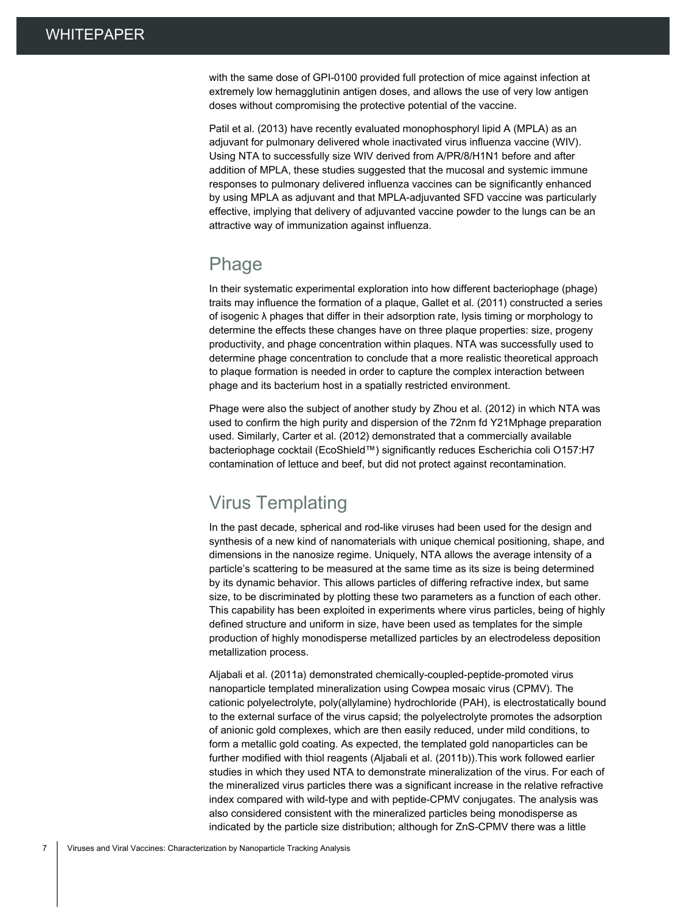with the same dose of GPI-0100 provided full protection of mice against infection at extremely low hemagglutinin antigen doses, and allows the use of very low antigen doses without compromising the protective potential of the vaccine.

Patil et al. (2013) have recently evaluated monophosphoryl lipid A (MPLA) as an adjuvant for pulmonary delivered whole inactivated virus influenza vaccine (WIV). Using NTA to successfully size WIV derived from A/PR/8/H1N1 before and after addition of MPLA, these studies suggested that the mucosal and systemic immune responses to pulmonary delivered influenza vaccines can be significantly enhanced by using MPLA as adjuvant and that MPLA-adjuvanted SFD vaccine was particularly effective, implying that delivery of adjuvanted vaccine powder to the lungs can be an attractive way of immunization against influenza.

## Phage

In their systematic experimental exploration into how different bacteriophage (phage) traits may influence the formation of a plaque, Gallet et al. (2011) constructed a series of isogenic λ phages that differ in their adsorption rate, lysis timing or morphology to determine the effects these changes have on three plaque properties: size, progeny productivity, and phage concentration within plaques. NTA was successfully used to determine phage concentration to conclude that a more realistic theoretical approach to plaque formation is needed in order to capture the complex interaction between phage and its bacterium host in a spatially restricted environment.

Phage were also the subject of another study by Zhou et al. (2012) in which NTA was used to confirm the high purity and dispersion of the 72nm fd Y21Mphage preparation used. Similarly, Carter et al. (2012) demonstrated that a commercially available bacteriophage cocktail (EcoShield™) significantly reduces Escherichia coli O157:H7 contamination of lettuce and beef, but did not protect against recontamination.

## Virus Templating

In the past decade, spherical and rod-like viruses had been used for the design and synthesis of a new kind of nanomaterials with unique chemical positioning, shape, and dimensions in the nanosize regime. Uniquely, NTA allows the average intensity of a particle's scattering to be measured at the same time as its size is being determined by its dynamic behavior. This allows particles of differing refractive index, but same size, to be discriminated by plotting these two parameters as a function of each other. This capability has been exploited in experiments where virus particles, being of highly defined structure and uniform in size, have been used as templates for the simple production of highly monodisperse metallized particles by an electrodeless deposition metallization process.

Aljabali et al. (2011a) demonstrated chemically-coupled-peptide-promoted virus nanoparticle templated mineralization using Cowpea mosaic virus (CPMV). The cationic polyelectrolyte, poly(allylamine) hydrochloride (PAH), is electrostatically bound to the external surface of the virus capsid; the polyelectrolyte promotes the adsorption of anionic gold complexes, which are then easily reduced, under mild conditions, to form a metallic gold coating. As expected, the templated gold nanoparticles can be further modified with thiol reagents (Aljabali et al. (2011b)).This work followed earlier studies in which they used NTA to demonstrate mineralization of the virus. For each of the mineralized virus particles there was a significant increase in the relative refractive index compared with wild-type and with peptide-CPMV conjugates. The analysis was also considered consistent with the mineralized particles being monodisperse as indicated by the particle size distribution; although for ZnS-CPMV there was a little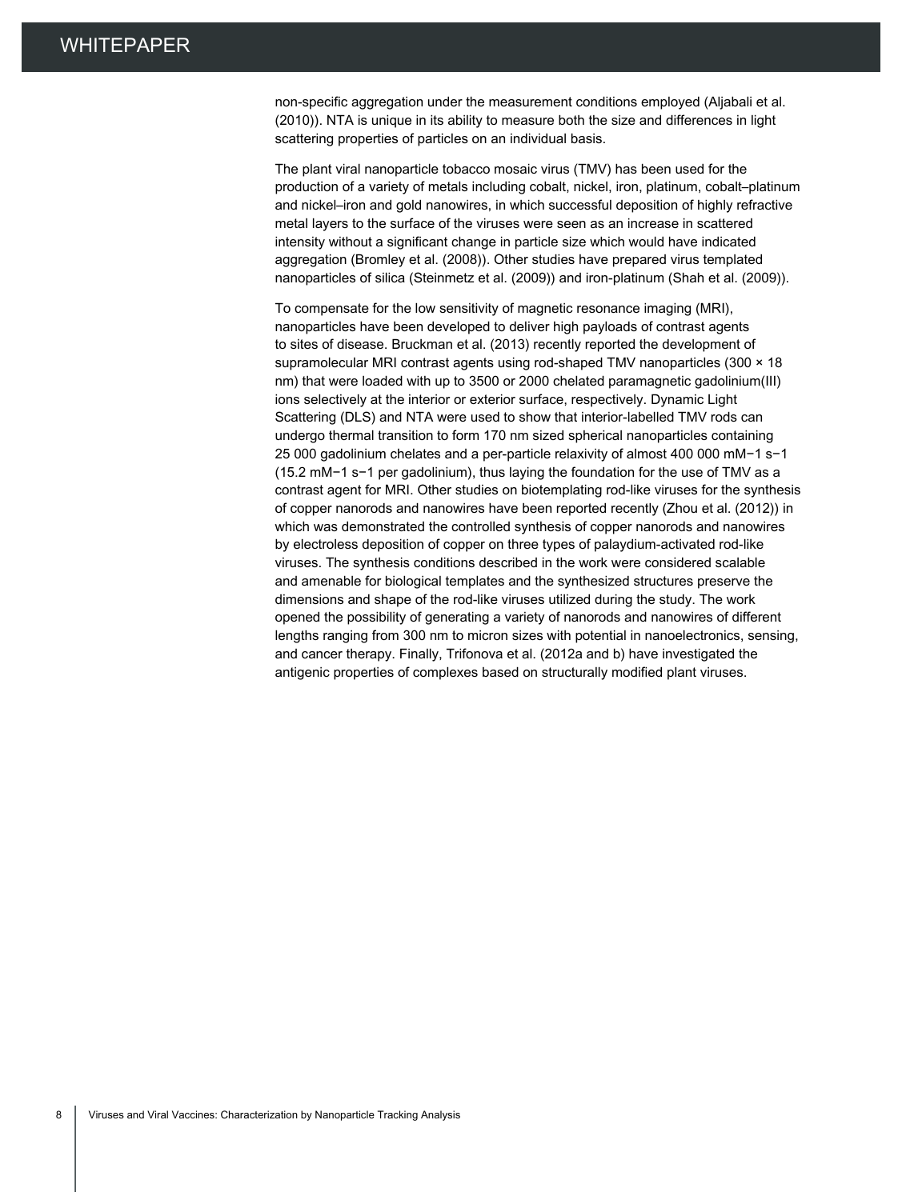non-specific aggregation under the measurement conditions employed (Aljabali et al. (2010)). NTA is unique in its ability to measure both the size and differences in light scattering properties of particles on an individual basis.

The plant viral nanoparticle tobacco mosaic virus (TMV) has been used for the production of a variety of metals including cobalt, nickel, iron, platinum, cobalt–platinum and nickel–iron and gold nanowires, in which successful deposition of highly refractive metal layers to the surface of the viruses were seen as an increase in scattered intensity without a significant change in particle size which would have indicated aggregation (Bromley et al. (2008)). Other studies have prepared virus templated nanoparticles of silica (Steinmetz et al. (2009)) and iron-platinum (Shah et al. (2009)).

To compensate for the low sensitivity of magnetic resonance imaging (MRI), nanoparticles have been developed to deliver high payloads of contrast agents to sites of disease. Bruckman et al. (2013) recently reported the development of supramolecular MRI contrast agents using rod-shaped TMV nanoparticles (300 × 18 nm) that were loaded with up to 3500 or 2000 chelated paramagnetic gadolinium(III) ions selectively at the interior or exterior surface, respectively. Dynamic Light Scattering (DLS) and NTA were used to show that interior-labelled TMV rods can undergo thermal transition to form 170 nm sized spherical nanoparticles containing 25 000 gadolinium chelates and a per-particle relaxivity of almost 400 000 $mM^{-1} s^{-1}$ (15.2 $mM^{-1} s^{-1}$ per gadolinium), thus laying the foundation for the use of TMV as a contrast agent for MRI. Other studies on biotemplating rod-like viruses for the synthesis of copper nanorods and nanowires have been reported recently (Zhou et al. (2012)) in which was demonstrated the controlled synthesis of copper nanorods and nanowires by electroless deposition of copper on three types of palaydium-activated rod-like viruses. The synthesis conditions described in the work were considered scalable and amenable for biological templates and the synthesized structures preserve the dimensions and shape of the rod-like viruses utilized during the study. The work opened the possibility of generating a variety of nanorods and nanowires of different lengths ranging from 300 nm to micron sizes with potential in nanoelectronics, sensing, and cancer therapy. Finally, Trifonova et al. (2012a and b) have investigated the antigenic properties of complexes based on structurally modified plant viruses.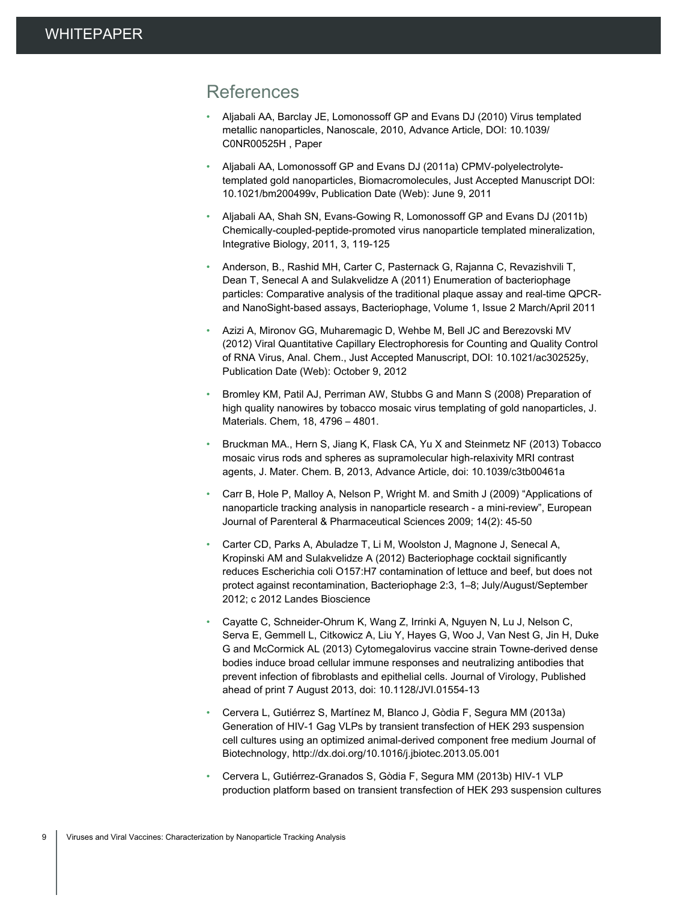## References

- Aljabali AA, Barclay JE, Lomonossoff GP and Evans DJ (2010) Virus templated metallic nanoparticles, Nanoscale, 2010, Advance Article, DOI: 10.1039/C0NR00525H , Paper
- Aljabali AA, Lomonossoff GP and Evans DJ (2011a) CPMV-polyelectrolyte-templated gold nanoparticles, Biomacromolecules, Just Accepted Manuscript DOI: 10.1021/bm200499v, Publication Date (Web): June 9, 2011
- Aljabali AA, Shah SN, Evans-Gowing R, Lomonossoff GP and Evans DJ (2011b) Chemically-coupled-peptide-promoted virus nanoparticle templated mineralization, Integrative Biology, 2011, 3, 119-125
- Anderson, B., Rashid MH, Carter C, Pasternack G, Rajanna C, Revazishvili T, Dean T, Senecal A and Sulakvelidze A (2011) Enumeration of bacteriophage particles: Comparative analysis of the traditional plaque assay and real-time QPCR- and NanoSight-based assays, Bacteriophage, Volume 1, Issue 2 March/April 2011
- Azizi A, Mironov GG, Muharemagic D, Wehbe M, Bell JC and Berezovski MV (2012) Viral Quantitative Capillary Electrophoresis for Counting and Quality Control of RNA Virus, Anal. Chem., Just Accepted Manuscript, DOI: 10.1021/ac302525y, Publication Date (Web): October 9, 2012
- Bromley KM, Patil AJ, Perriman AW, Stubbs G and Mann S (2008) Preparation of high quality nanowires by tobacco mosaic virus templating of gold nanoparticles, J. Materials. Chem, 18, 4796 – 4801.
- Bruckman MA., Hern S, Jiang K, Flask CA, Yu X and Steinmetz NF (2013) Tobacco mosaic virus rods and spheres as supramolecular high-relaxivity MRI contrast agents, J. Mater. Chem. B, 2013, Advance Article, doi: 10.1039/c3tb00461a
- Carr B, Hole P, Malloy A, Nelson P, Wright M. and Smith J (2009) "Applications of nanoparticle tracking analysis in nanoparticle research - a mini-review", European Journal of Parenteral & Pharmaceutical Sciences 2009; 14(2): 45-50
- Carter CD, Parks A, Abuladze T, Li M, Woolston J, Magnone J, Senecal A, Kropinski AM and Sulakvelidze A (2012) Bacteriophage cocktail significantly reduces Escherichia coli O157:H7 contamination of lettuce and beef, but does not protect against recontamination, Bacteriophage 2:3, 1–8; July/August/September 2012; c 2012 Landes Bioscience
- Cayatte C, Schneider-Ohrum K, Wang Z, Irrinki A, Nguyen N, Lu J, Nelson C, Serva E, Gemmell L, Citkowicz A, Liu Y, Hayes G, Woo J, Van Nest G, Jin H, Duke G and McCormick AL (2013) Cytomegalovirus vaccine strain Towne-derived dense bodies induce broad cellular immune responses and neutralizing antibodies that prevent infection of fibroblasts and epithelial cells. Journal of Virology, Published ahead of print 7 August 2013, doi: 10.1128/JVI.01554-13
- Cervera L, Gutiérrez S, Martínez M, Blanco J, Gòdia F, Segura MM (2013a) Generation of HIV-1 Gag VLPs by transient transfection of HEK 293 suspension cell cultures using an optimized animal-derived component free medium Journal of Biotechnology, http://dx.doi.org/10.1016/j.jbiotec.2013.05.001
- Cervera L, Gutiérrez-Granados S, Gòdia F, Segura MM (2013b) HIV-1 VLP production platform based on transient transfection of HEK 293 suspension cultures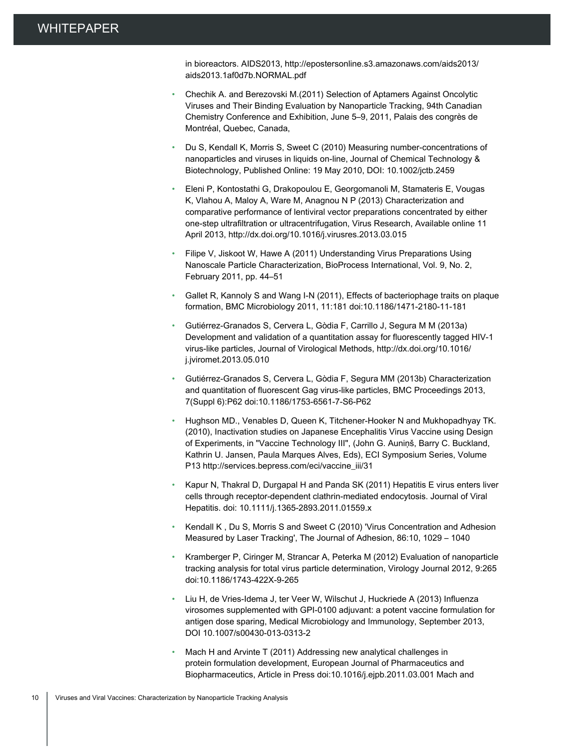in bioreactors. AIDS2013, http://epostersonline.s3.amazonaws.com/aids2013/aids2013.1af0d7b.NORMAL.pdf

- Chechik A. and Berezovski M.(2011) Selection of Aptamers Against Oncolytic Viruses and Their Binding Evaluation by Nanoparticle Tracking, 94th Canadian Chemistry Conference and Exhibition, June 5–9, 2011, Palais des congrès de Montréal, Quebec, Canada,
- Du S, Kendall K, Morris S, Sweet C (2010) Measuring number-concentrations of nanoparticles and viruses in liquids on-line, Journal of Chemical Technology & Biotechnology, Published Online: 19 May 2010, DOI: 10.1002/jctb.2459
- Eleni P, Kontostathi G, Drakopoulou E, Georgomanoli M, Stamateris E, Vougas K, Vlahou A, Maloy A, Ware M, Anagnou N P (2013) Characterization and comparative performance of lentiviral vector preparations concentrated by either one-step ultrafiltration or ultracentrifugation, Virus Research, Available online 11 April 2013, http://dx.doi.org/10.1016/j.virusres.2013.03.015
- Filipe V, Jiskoot W, Hawe A (2011) Understanding Virus Preparations Using Nanoscale Particle Characterization, BioProcess International, Vol. 9, No. 2, February 2011, pp. 44–51
- Gallet R, Kannoly S and Wang I-N (2011), Effects of bacteriophage traits on plaque formation, BMC Microbiology 2011, 11:181 doi:10.1186/1471-2180-11-181
- Gutiérrez-Granados S, Cervera L, Gòdia F, Carrillo J, Segura M M (2013a) Development and validation of a quantitation assay for fluorescently tagged HIV-1 virus-like particles, Journal of Virological Methods, http://dx.doi.org/10.1016/j.jviromet.2013.05.010
- Gutiérrez-Granados S, Cervera L, Gòdia F, Segura MM (2013b) Characterization and quantitation of fluorescent Gag virus-like particles, BMC Proceedings 2013, 7(Suppl 6):P62 doi:10.1186/1753-6561-7-S6-P62
- Hughson MD., Venables D, Queen K, Titchener-Hooker N and Mukhopadhyay TK. (2010), Inactivation studies on Japanese Encephalitis Virus Vaccine using Design of Experiments, in "Vaccine Technology III", (John G. Auniņš, Barry C. Buckland, Kathrin U. Jansen, Paula Marques Alves, Eds), ECI Symposium Series, Volume P13 http://services.bepress.com/eci/vaccine_iii/31
- Kapur N, Thakral D, Durgapal H and Panda SK (2011) Hepatitis E virus enters liver cells through receptor-dependent clathrin-mediated endocytosis. Journal of Viral Hepatitis. doi: 10.1111/j.1365-2893.2011.01559.x
- Kendall K , Du S, Morris S and Sweet C (2010) 'Virus Concentration and Adhesion Measured by Laser Tracking', The Journal of Adhesion, 86:10, 1029 – 1040
- Kramberger P, Ciringer M, Strancar A, Peterka M (2012) Evaluation of nanoparticle tracking analysis for total virus particle determination, Virology Journal 2012, 9:265 doi:10.1186/1743-422X-9-265
- Liu H, de Vries-Idema J, ter Veer W, Wilschut J, Huckriede A (2013) Influenza virosomes supplemented with GPI-0100 adjuvant: a potent vaccine formulation for antigen dose sparing, Medical Microbiology and Immunology, September 2013, DOI 10.1007/s00430-013-0313-2
- Mach H and Arvinte T (2011) Addressing new analytical challenges in protein formulation development, European Journal of Pharmaceutics and Biopharmaceutics, Article in Press doi:10.1016/j.ejpb.2011.03.001 Mach and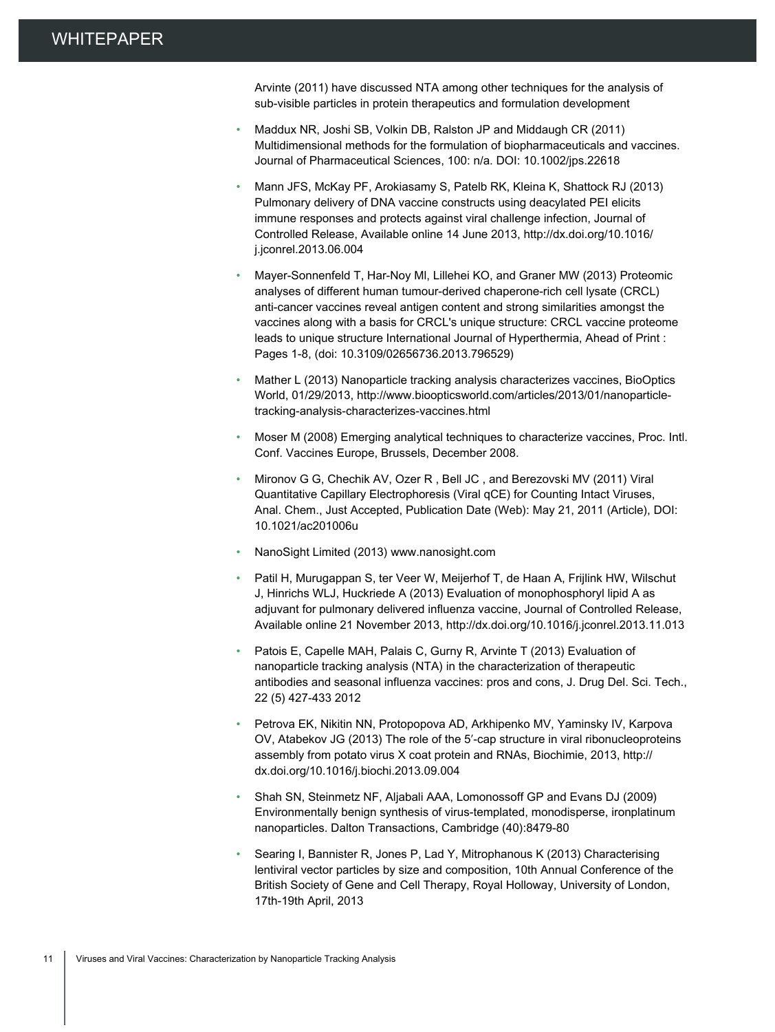Arvinte (2011) have discussed NTA among other techniques for the analysis of sub-visible particles in protein therapeutics and formulation development

- Maddux NR, Joshi SB, Volkin DB, Ralston JP and Middaugh CR (2011) Multidimensional methods for the formulation of biopharmaceuticals and vaccines. Journal of Pharmaceutical Sciences, 100: n/a. DOI: 10.1002/jps.22618
- Mann JFS, McKay PF, Arokiasamy S, Patelb RK, Kleina K, Shattock RJ (2013) Pulmonary delivery of DNA vaccine constructs using deacylated PEI elicits immune responses and protects against viral challenge infection, Journal of Controlled Release, Available online 14 June 2013, http://dx.doi.org/10.1016/j.jconrel.2013.06.004
- Mayer-Sonnenfeld T, Har-Noy Ml, Lillehei KO, and Graner MW (2013) Proteomic analyses of different human tumour-derived chaperone-rich cell lysate (CRCL) anti-cancer vaccines reveal antigen content and strong similarities amongst the vaccines along with a basis for CRCL's unique structure: CRCL vaccine proteome leads to unique structure International Journal of Hyperthermia, Ahead of Print : Pages 1-8, (doi: 10.3109/02656736.2013.796529)
- Mather L (2013) Nanoparticle tracking analysis characterizes vaccines, BioOptics World, 01/29/2013, http://www.bioopticsworld.com/articles/2013/01/nanoparticle-tracking-analysis-characterizes-vaccines.html
- Moser M (2008) Emerging analytical techniques to characterize vaccines, Proc. Intl. Conf. Vaccines Europe, Brussels, December 2008.
- Mironov G G, Chechik AV, Ozer R , Bell JC , and Berezovski MV (2011) Viral Quantitative Capillary Electrophoresis (Viral qCE) for Counting Intact Viruses, Anal. Chem., Just Accepted, Publication Date (Web): May 21, 2011 (Article), DOI: 10.1021/ac201006u
- NanoSight Limited (2013) www.nanosight.com
- Patil H, Murugappan S, ter Veer W, Meijerhof T, de Haan A, Frijlink HW, Wilschut J, Hinrichs WLJ, Huckriede A (2013) Evaluation of monophosphoryl lipid A as adjuvant for pulmonary delivered influenza vaccine, Journal of Controlled Release, Available online 21 November 2013, http://dx.doi.org/10.1016/j.jconrel.2013.11.013
- Patois E, Capelle MAH, Palais C, Gurny R, Arvinte T (2013) Evaluation of nanoparticle tracking analysis (NTA) in the characterization of therapeutic antibodies and seasonal influenza vaccines: pros and cons, J. Drug Del. Sci. Tech., 22 (5) 427-433 2012
- Petrova EK, Nikitin NN, Protopopova AD, Arkhipenko MV, Yaminsky IV, Karpova OV, Atabekov JG (2013) The role of the 5′-cap structure in viral ribonucleoproteins assembly from potato virus X coat protein and RNAs, Biochimie, 2013, http://dx.doi.org/10.1016/j.biochi.2013.09.004
- Shah SN, Steinmetz NF, Aljabali AAA, Lomonossoff GP and Evans DJ (2009) Environmentally benign synthesis of virus-templated, monodisperse, ironplatinum nanoparticles. Dalton Transactions, Cambridge (40):8479-80
- Searing I, Bannister R, Jones P, Lad Y, Mitrophanous K (2013) Characterising lentiviral vector particles by size and composition, 10th Annual Conference of the British Society of Gene and Cell Therapy, Royal Holloway, University of London, 17th-19th April, 2013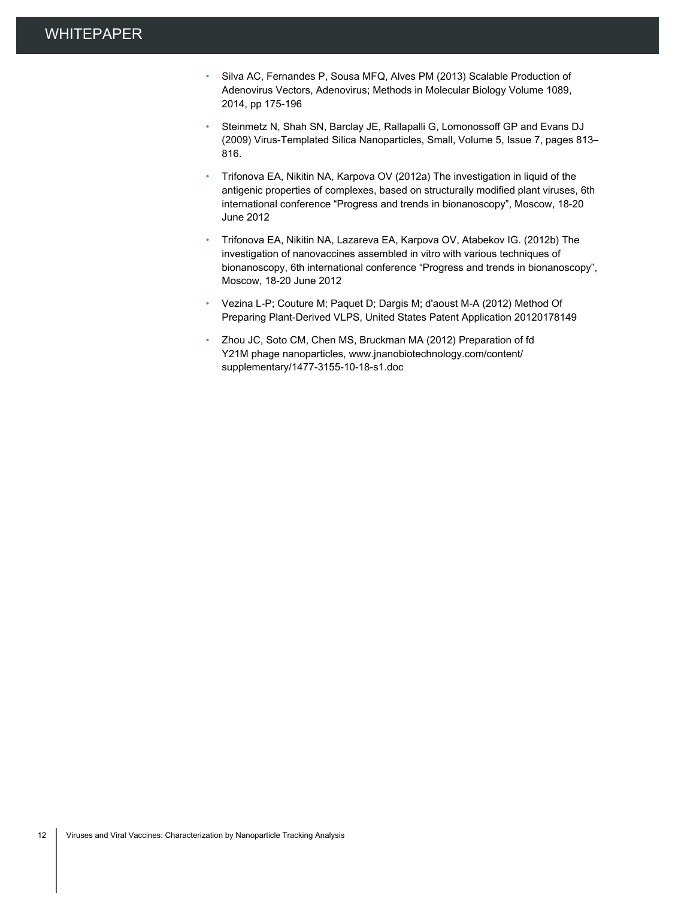- Silva AC, Fernandes P, Sousa MFQ, Alves PM (2013) Scalable Production of Adenovirus Vectors, Adenovirus; Methods in Molecular Biology Volume 1089, 2014, pp 175-196
- Steinmetz N, Shah SN, Barclay JE, Rallapalli G, Lomonossoff GP and Evans DJ (2009) Virus-Templated Silica Nanoparticles, Small, Volume 5, Issue 7, pages 813–816.
- Trifonova EA, Nikitin NA, Karpova OV (2012a) The investigation in liquid of the antigenic properties of complexes, based on structurally modified plant viruses, 6th international conference "Progress and trends in bionanoscopy", Moscow, 18-20 June 2012
- Trifonova EA, Nikitin NA, Lazareva EA, Karpova OV, Atabekov IG. (2012b) The investigation of nanovaccines assembled in vitro with various techniques of bionanoscopy, 6th international conference "Progress and trends in bionanoscopy", Moscow, 18-20 June 2012
- Vezina L-P; Couture M; Paquet D; Dargis M; d'aoust M-A (2012) Method Of Preparing Plant-Derived VLPS, United States Patent Application 20120178149
- Zhou JC, Soto CM, Chen MS, Bruckman MA (2012) Preparation of fd Y21M phage nanoparticles, www.jnanobiotechnology.com/content/supplementary/1477-3155-10-18-s1.doc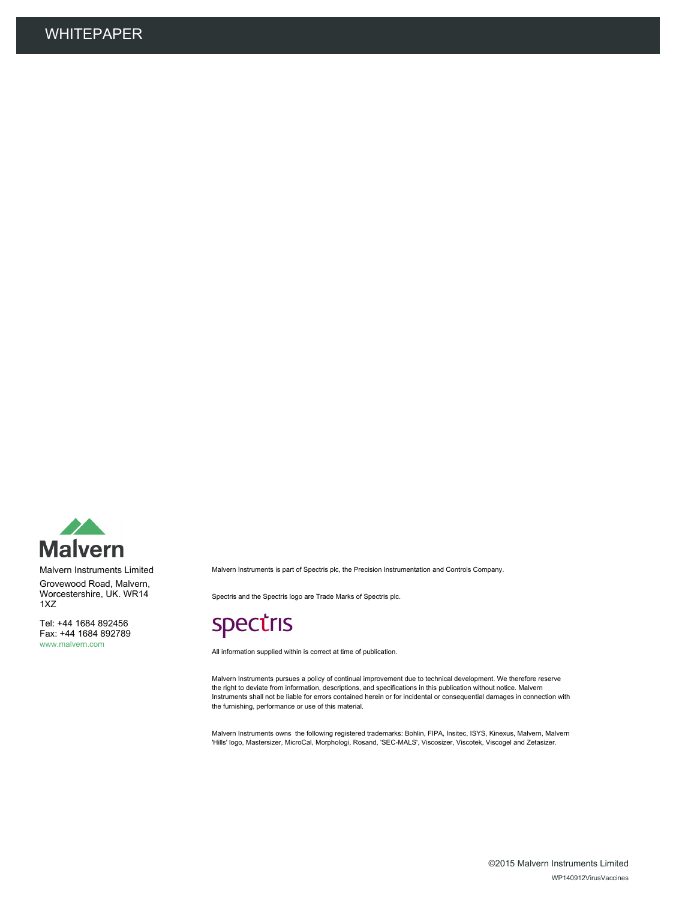WHITEPAPER

Malvern

Malvern Instruments Limited

Grovewood Road, Malvern, Worcestershire, UK. WR14 1XZ

Tel: +44 1684 892456
Fax: +44 1684 892789
www.malvern.com

Malvern Instruments is part of Spectris plc, the Precision Instrumentation and Controls Company.

Spectris and the Spectris logo are Trade Marks of Spectris plc.

spectris

All information supplied within is correct at time of publication.

Malvern Instruments pursues a policy of continual improvement due to technical development. We therefore reserve the right to deviate from information, descriptions, and specifications in this publication without notice. Malvern Instruments shall not be liable for errors contained herein or for incidental or consequential damages in connection with the furnishing, performance or use of this material.

Malvern Instruments owns the following registered trademarks: Bohlin, FIPA, Insitec, ISYS, Kinexus, Malvern, Malvern 'Hills' logo, Mastersizer, MicroCal, Morphologi, Rosand, 'SEC-MALS', Viscosizer, Viscotek, Viscogel and Zetasizer.

©2015 Malvern Instruments Limited

WP140912VirusVaccines